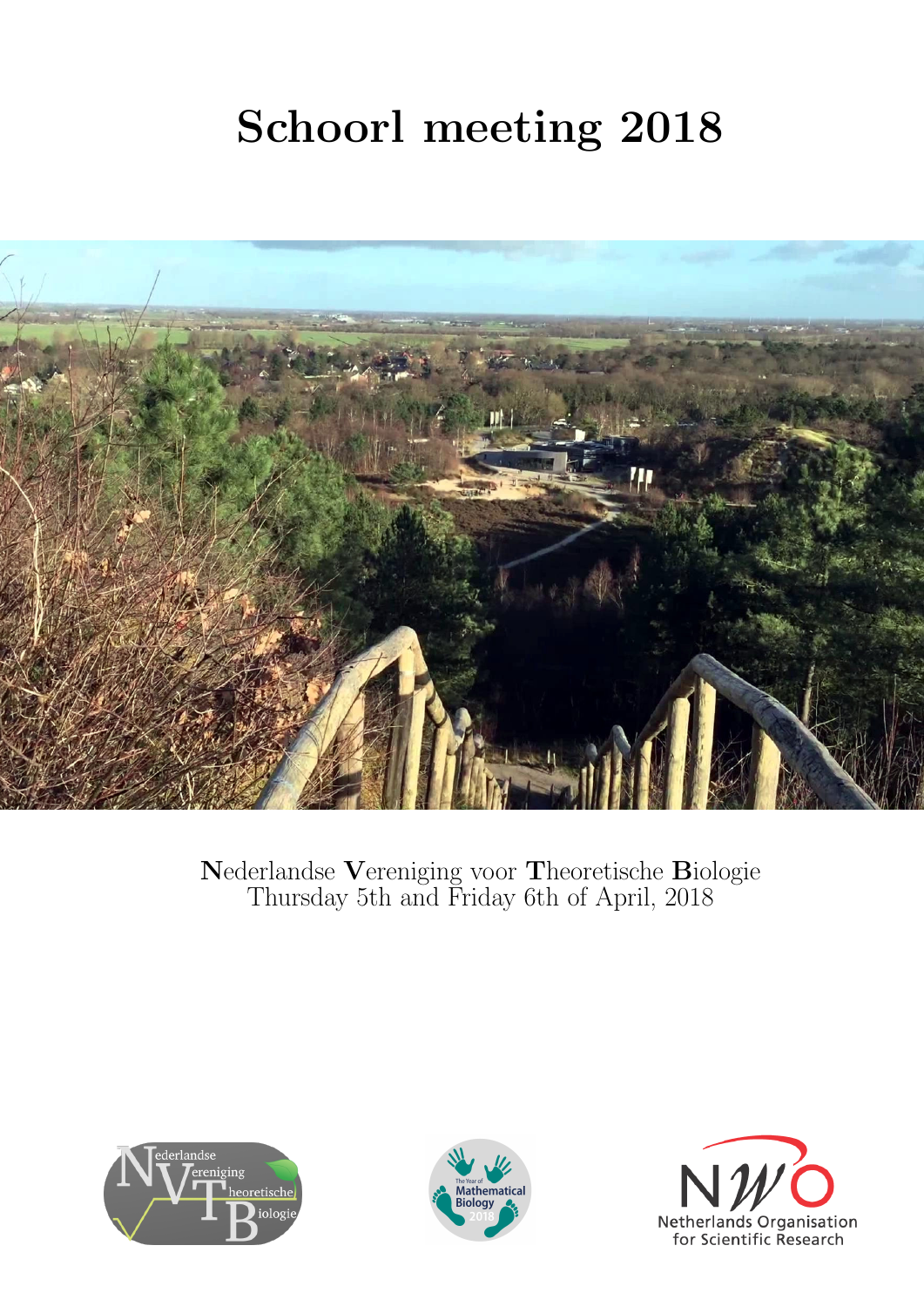# Schoorl meeting 2018

**N**ederlandse **V**ereniging voor **T**heoretische **B**iologie
Thursday 5th and Friday 6th of April, 2018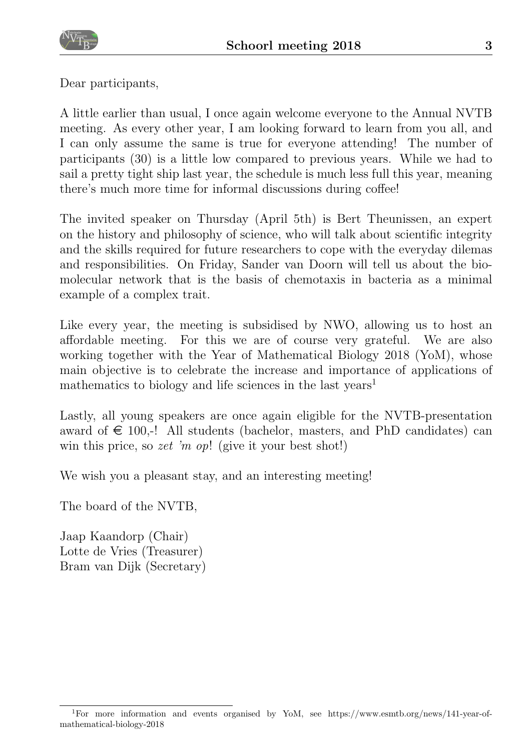Dear participants,

A little earlier than usual, I once again welcome everyone to the Annual NVTB meeting. As every other year, I am looking forward to learn from you all, and I can only assume the same is true for everyone attending! The number of participants (30) is a little low compared to previous years. While we had to sail a pretty tight ship last year, the schedule is much less full this year, meaning there's much more time for informal discussions during coffee!

The invited speaker on Thursday (April 5th) is Bert Theunissen, an expert on the history and philosophy of science, who will talk about scientific integrity and the skills required for future researchers to cope with the everyday dilemas and responsibilities. On Friday, Sander van Doorn will tell us about the biomolecular network that is the basis of chemotaxis in bacteria as a minimal example of a complex trait.

Like every year, the meeting is subsidised by NWO, allowing us to host an affordable meeting. For this we are of course very grateful. We are also working together with the Year of Mathematical Biology 2018 (YoM), whose main objective is to celebrate the increase and importance of applications of mathematics to biology and life sciences in the last years[1]

Lastly, all young speakers are once again eligible for the NVTB-presentation award of € 100,-! All students (bachelor, masters, and PhD candidates) can win this price, so *zet 'm op*! (give it your best shot!)

We wish you a pleasant stay, and an interesting meeting!

The board of the NVTB,

Jaap Kaandorp (Chair)
Lotte de Vries (Treasurer)
Bram van Dijk (Secretary)

[1] For more information and events organised by YoM, see https://www.esmtb.org/news/141-year-of-mathematical-biology-2018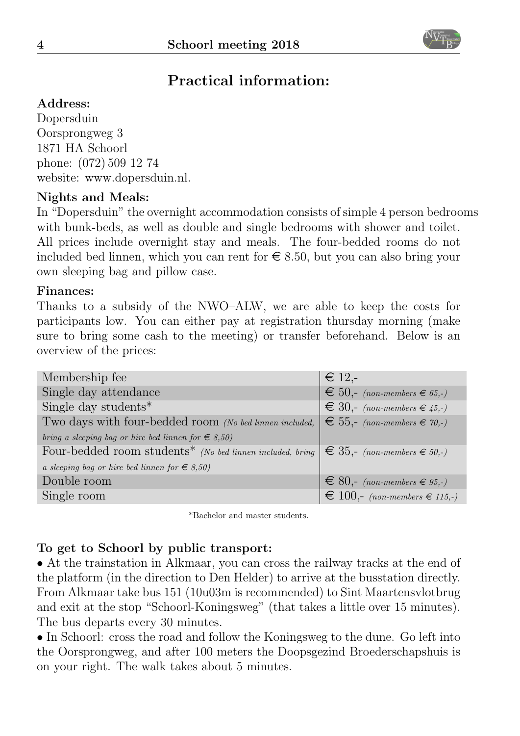# Practical information:

**Address:**
Dopersduin
Oorsprongweg 3
1871 HA Schoorl
phone: (072) 509 12 74
website: www.dopersduin.nl.

**Nights and Meals:**
In "Dopersduin" the overnight accommodation consists of simple 4 person bedrooms with bunk-beds, as well as double and single bedrooms with shower and toilet. All prices include overnight stay and meals. The four-bedded rooms do not included bed linnen, which you can rent for € 8.50, but you can also bring your own sleeping bag and pillow case.

**Finances:**
Thanks to a subsidy of the NWO–ALW, we are able to keep the costs for participants low. You can either pay at registration thursday morning (make sure to bring some cash to the meeting) or transfer beforehand. Below is an overview of the prices:

| | |
|---|---|
| Membership fee | € 12,- |
| Single day attendance | € 50,- *(non-members € 65,-)* |
| Single day students* | € 30,- *(non-members € 45,-)* |
| Two days with four-bedded room *(No bed linnen included, bring a sleeping bag or hire bed linnen for € 8,50)* | € 55,- *(non-members € 70,-)* |
| Four-bedded room students* *(No bed linnen included, bring a sleeping bag or hire bed linnen for € 8,50)* | € 35,- *(non-members € 50,-)* |
| Double room | € 80,- *(non-members € 95,-)* |
| Single room | € 100,- *(non-members € 115,-)* |

*Bachelor and master students.

**To get to Schoorl by public transport:**

- At the trainstation in Alkmaar, you can cross the railway tracks at the end of the platform (in the direction to Den Helder) to arrive at the busstation directly. From Alkmaar take bus 151 (10u03m is recommended) to Sint Maartensvlotbrug and exit at the stop "Schoorl-Koningsweg" (that takes a little over 15 minutes). The bus departs every 30 minutes.
- In Schoorl: cross the road and follow the Koningsweg to the dune. Go left into the Oorsprongweg, and after 100 meters the Doopsgezind Broederschapshuis is on your right. The walk takes about 5 minutes.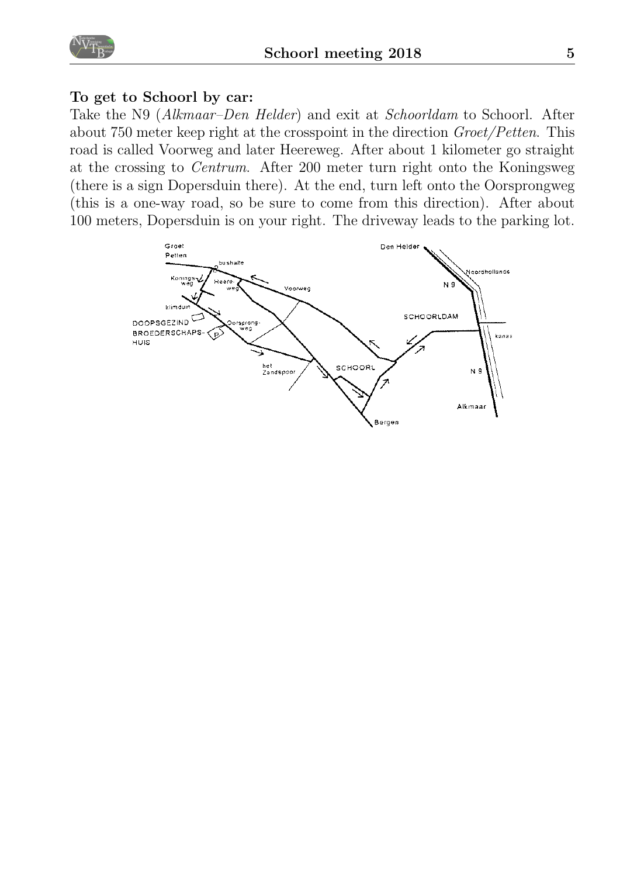**To get to Schoorl by car:**

Take the N9 (*Alkmaar–Den Helder*) and exit at *Schoorldam* to Schoorl. After about 750 meter keep right at the crosspoint in the direction *Groet/Petten*. This road is called Voorweg and later Heereweg. After about 1 kilometer go straight at the crossing to *Centrum*. After 200 meter turn right onto the Koningsweg (there is a sign Dopersduin there). At the end, turn left onto the Oorsprongweg (this is a one-way road, so be sure to come from this direction). After about 100 meters, Dopersduin is on your right. The driveway leads to the parking lot.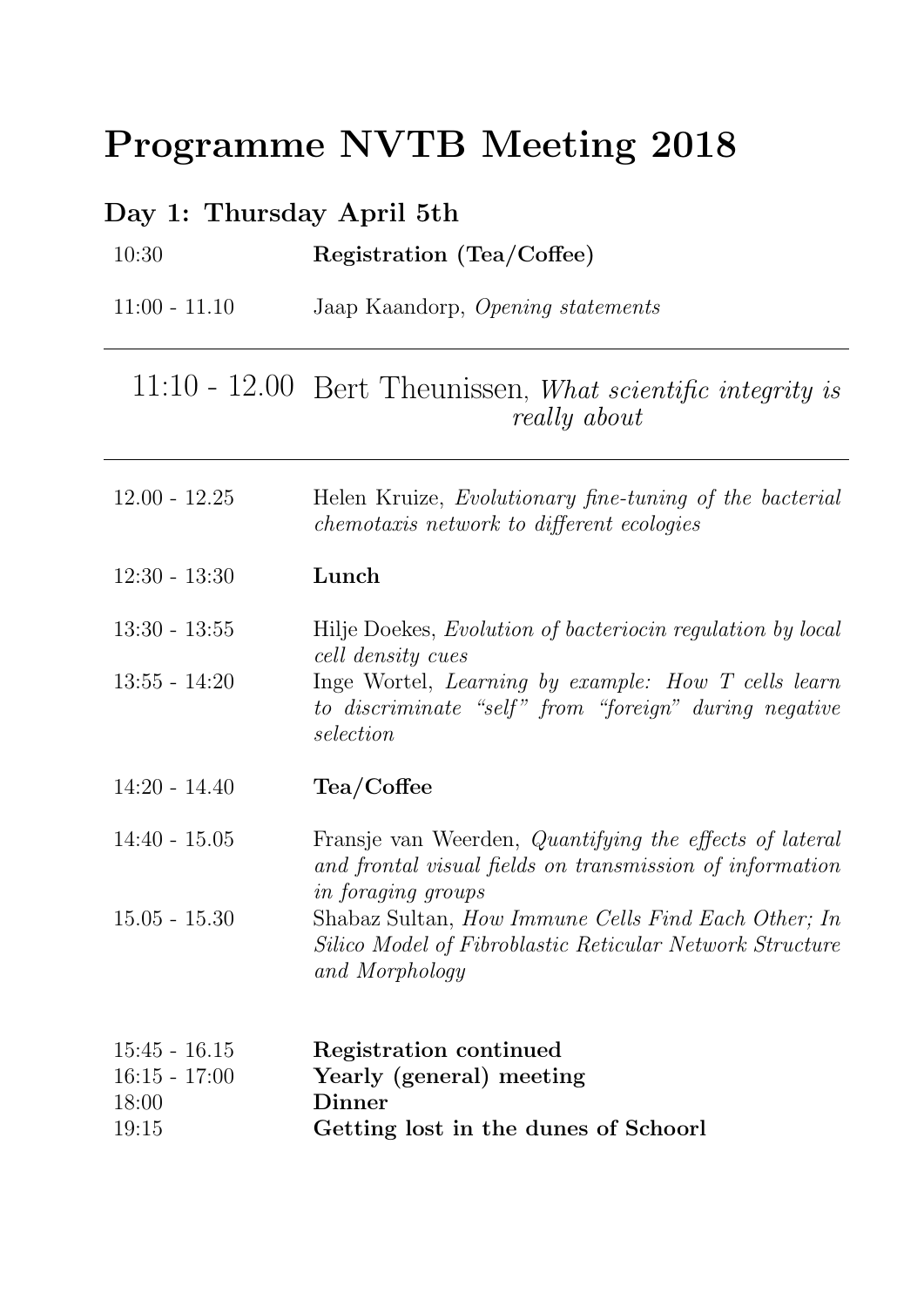# Programme NVTB Meeting 2018

## Day 1: Thursday April 5th

| | |
|---|---|
| 10:30 | **Registration (Tea/Coffee)** |
| 11:00 - 11.10 | Jaap Kaandorp, *Opening statements* |
| 11:10 - 12.00 | Bert Theunissen, *What scientific integrity is really about* |
| 12.00 - 12.25 | Helen Kruize, *Evolutionary fine-tuning of the bacterial chemotaxis network to different ecologies* |
| 12:30 - 13:30 | **Lunch** |
| 13:30 - 13:55 | Hilje Doekes, *Evolution of bacteriocin regulation by local cell density cues* |
| 13:55 - 14:20 | Inge Wortel, *Learning by example: How T cells learn to discriminate "self" from "foreign" during negative selection* |
| 14:20 - 14.40 | **Tea/Coffee** |
| 14:40 - 15.05 | Fransje van Weerden, *Quantifying the effects of lateral and frontal visual fields on transmission of information in foraging groups* |
| 15.05 - 15.30 | Shabaz Sultan, *How Immune Cells Find Each Other; In Silico Model of Fibroblastic Reticular Network Structure and Morphology* |
| 15:45 - 16.15 | **Registration continued** |
| 16:15 - 17:00 | **Yearly (general) meeting** |
| 18:00 | **Dinner** |
| 19:15 | **Getting lost in the dunes of Schoorl** |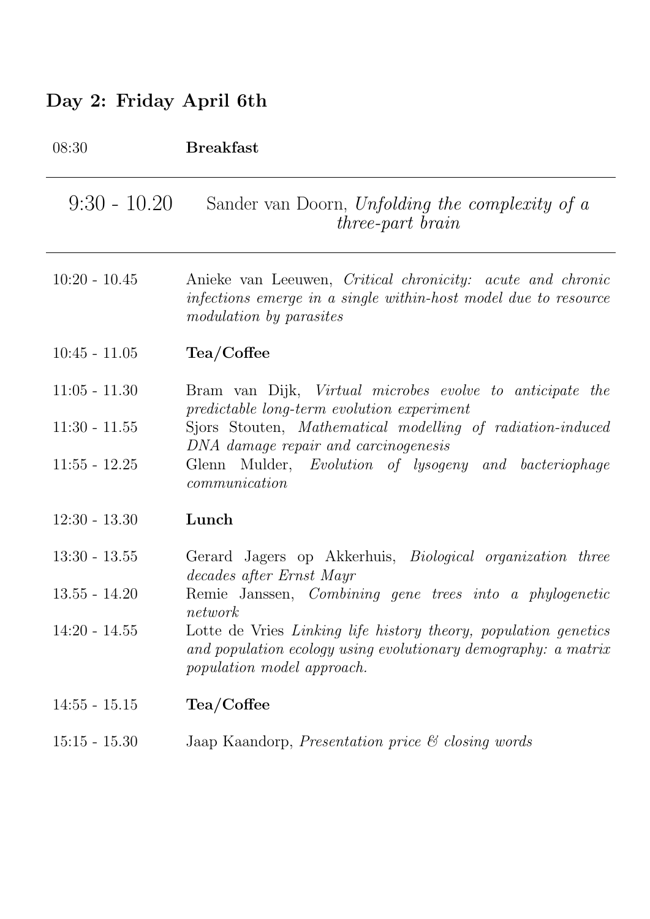## Day 2: Friday April 6th

| | |
|---|---|
| 08:30 | **Breakfast** |
| 9:30 - 10.20 | Sander van Doorn, *Unfolding the complexity of a three-part brain* |
| 10:20 - 10.45 | Anieke van Leeuwen, *Critical chronicity: acute and chronic infections emerge in a single within-host model due to resource modulation by parasites* |
| 10:45 - 11.05 | **Tea/Coffee** |
| 11:05 - 11.30 | Bram van Dijk, *Virtual microbes evolve to anticipate the predictable long-term evolution experiment* |
| 11:30 - 11.55 | Sjors Stouten, *Mathematical modelling of radiation-induced DNA damage repair and carcinogenesis* |
| 11:55 - 12.25 | Glenn Mulder, *Evolution of lysogeny and bacteriophage communication* |
| 12:30 - 13.30 | **Lunch** |
| 13:30 - 13.55 | Gerard Jagers op Akkerhuis, *Biological organization three decades after Ernst Mayr* |
| 13.55 - 14.20 | Remie Janssen, *Combining gene trees into a phylogenetic network* |
| 14:20 - 14.55 | Lotte de Vries *Linking life history theory, population genetics and population ecology using evolutionary demography: a matrix population model approach.* |
| 14:55 - 15.15 | **Tea/Coffee** |
| 15:15 - 15.30 | Jaap Kaandorp, *Presentation price & closing words* |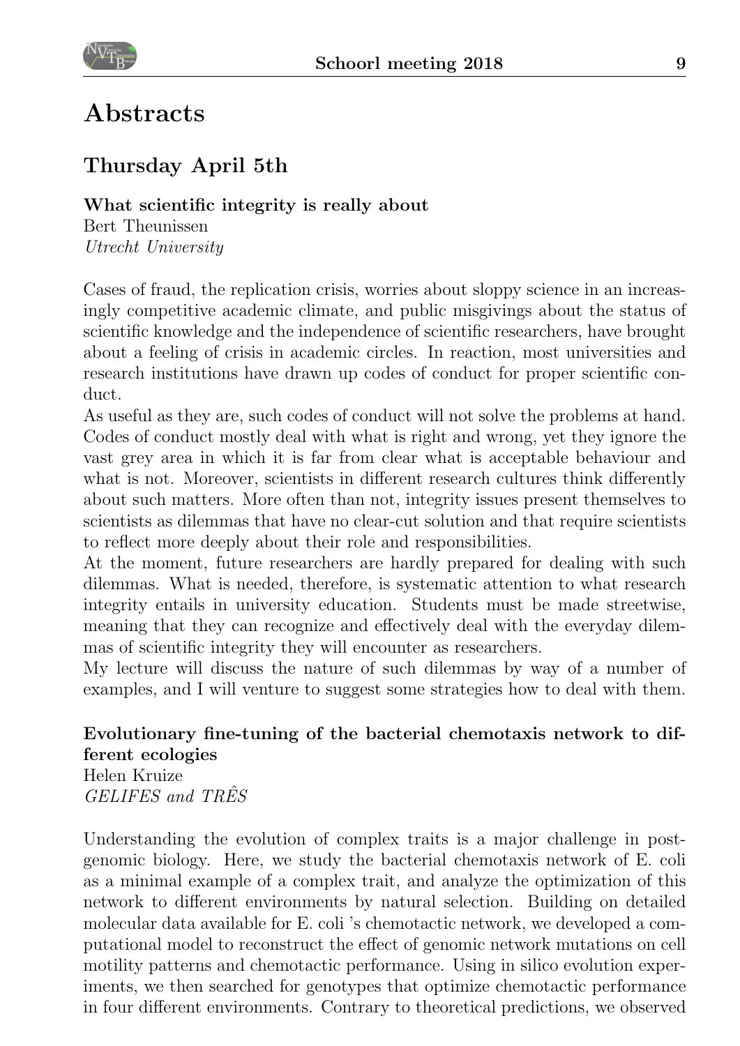# Abstracts

## Thursday April 5th

**What scientific integrity is really about**
Bert Theunissen
*Utrecht University*

Cases of fraud, the replication crisis, worries about sloppy science in an increasingly competitive academic climate, and public misgivings about the status of scientific knowledge and the independence of scientific researchers, have brought about a feeling of crisis in academic circles. In reaction, most universities and research institutions have drawn up codes of conduct for proper scientific conduct.
As useful as they are, such codes of conduct will not solve the problems at hand. Codes of conduct mostly deal with what is right and wrong, yet they ignore the vast grey area in which it is far from clear what is acceptable behaviour and what is not. Moreover, scientists in different research cultures think differently about such matters. More often than not, integrity issues present themselves to scientists as dilemmas that have no clear-cut solution and that require scientists to reflect more deeply about their role and responsibilities.
At the moment, future researchers are hardly prepared for dealing with such dilemmas. What is needed, therefore, is systematic attention to what research integrity entails in university education. Students must be made streetwise, meaning that they can recognize and effectively deal with the everyday dilemmas of scientific integrity they will encounter as researchers.
My lecture will discuss the nature of such dilemmas by way of a number of examples, and I will venture to suggest some strategies how to deal with them.

**Evolutionary fine-tuning of the bacterial chemotaxis network to different ecologies**
Helen Kruize
*GELIFES and TRÊS*

Understanding the evolution of complex traits is a major challenge in post-genomic biology. Here, we study the bacterial chemotaxis network of E. coli as a minimal example of a complex trait, and analyze the optimization of this network to different environments by natural selection. Building on detailed molecular data available for E. coli 's chemotactic network, we developed a computational model to reconstruct the effect of genomic network mutations on cell motility patterns and chemotactic performance. Using in silico evolution experiments, we then searched for genotypes that optimize chemotactic performance in four different environments. Contrary to theoretical predictions, we observed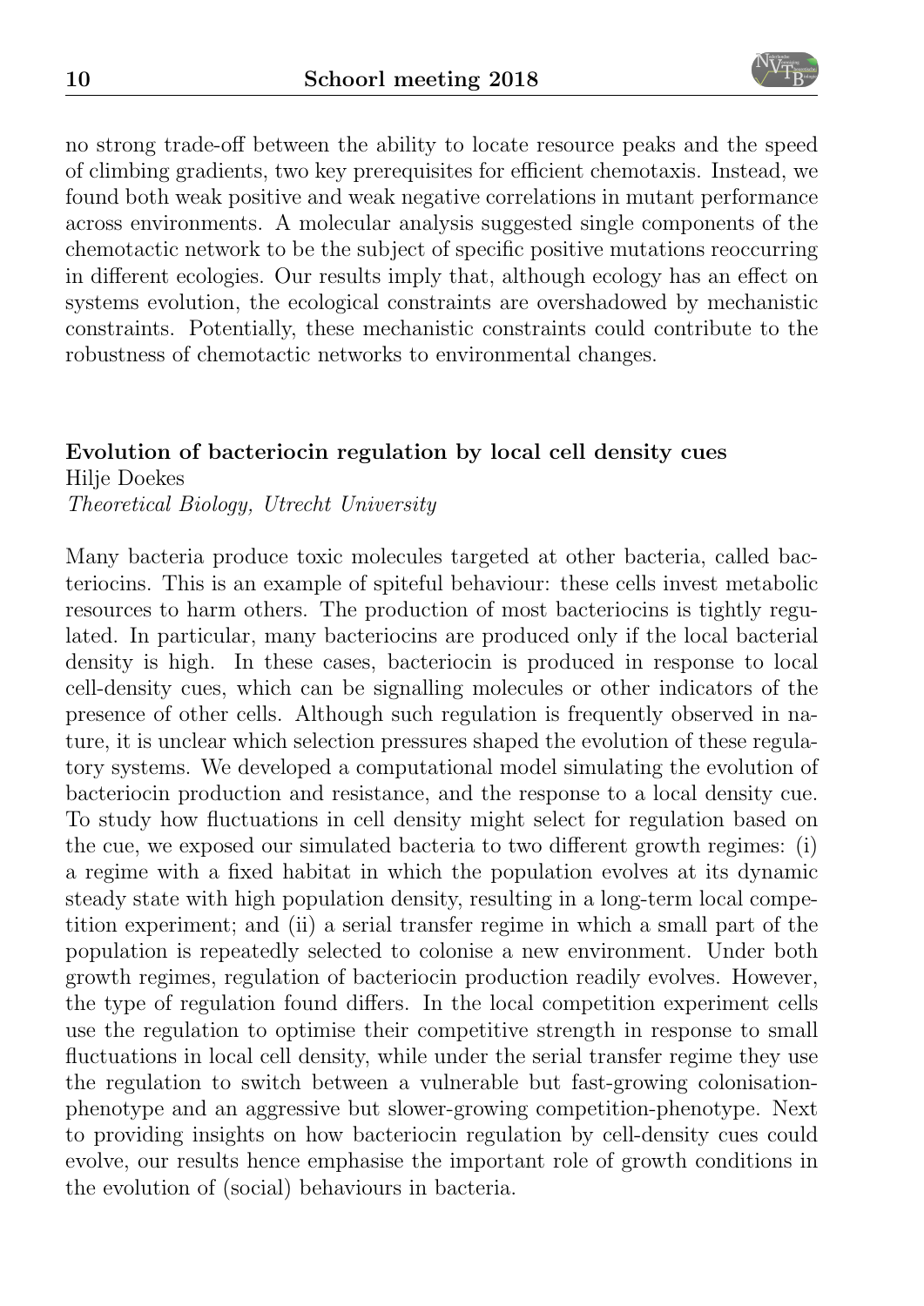no strong trade-off between the ability to locate resource peaks and the speed of climbing gradients, two key prerequisites for efficient chemotaxis. Instead, we found both weak positive and weak negative correlations in mutant performance across environments. A molecular analysis suggested single components of the chemotactic network to be the subject of specific positive mutations reoccurring in different ecologies. Our results imply that, although ecology has an effect on systems evolution, the ecological constraints are overshadowed by mechanistic constraints. Potentially, these mechanistic constraints could contribute to the robustness of chemotactic networks to environmental changes.

**Evolution of bacteriocin regulation by local cell density cues**
Hilje Doekes
*Theoretical Biology, Utrecht University*

Many bacteria produce toxic molecules targeted at other bacteria, called bacteriocins. This is an example of spiteful behaviour: these cells invest metabolic resources to harm others. The production of most bacteriocins is tightly regulated. In particular, many bacteriocins are produced only if the local bacterial density is high. In these cases, bacteriocin is produced in response to local cell-density cues, which can be signalling molecules or other indicators of the presence of other cells. Although such regulation is frequently observed in nature, it is unclear which selection pressures shaped the evolution of these regulatory systems. We developed a computational model simulating the evolution of bacteriocin production and resistance, and the response to a local density cue. To study how fluctuations in cell density might select for regulation based on the cue, we exposed our simulated bacteria to two different growth regimes: (i) a regime with a fixed habitat in which the population evolves at its dynamic steady state with high population density, resulting in a long-term local competition experiment; and (ii) a serial transfer regime in which a small part of the population is repeatedly selected to colonise a new environment. Under both growth regimes, regulation of bacteriocin production readily evolves. However, the type of regulation found differs. In the local competition experiment cells use the regulation to optimise their competitive strength in response to small fluctuations in local cell density, while under the serial transfer regime they use the regulation to switch between a vulnerable but fast-growing colonisation-phenotype and an aggressive but slower-growing competition-phenotype. Next to providing insights on how bacteriocin regulation by cell-density cues could evolve, our results hence emphasise the important role of growth conditions in the evolution of (social) behaviours in bacteria.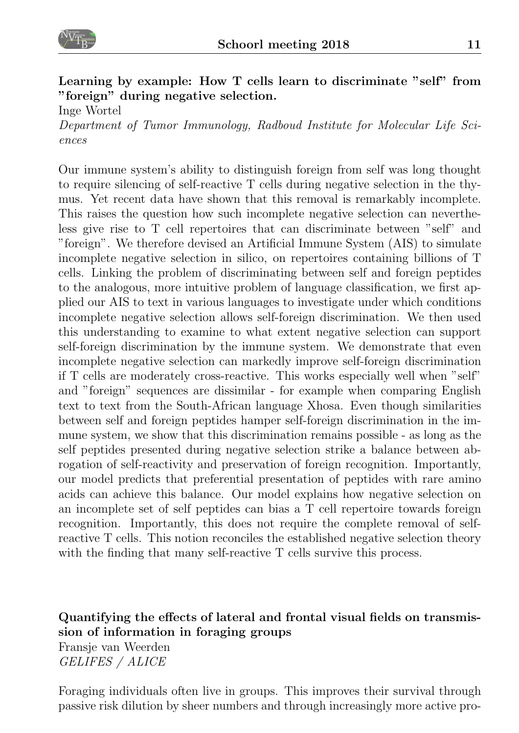### Learning by example: How T cells learn to discriminate "self" from "foreign" during negative selection.

Inge Wortel
*Department of Tumor Immunology, Radboud Institute for Molecular Life Sciences*

Our immune system's ability to distinguish foreign from self was long thought to require silencing of self-reactive T cells during negative selection in the thymus. Yet recent data have shown that this removal is remarkably incomplete. This raises the question how such incomplete negative selection can nevertheless give rise to T cell repertoires that can discriminate between "self" and "foreign". We therefore devised an Artificial Immune System (AIS) to simulate incomplete negative selection in silico, on repertoires containing billions of T cells. Linking the problem of discriminating between self and foreign peptides to the analogous, more intuitive problem of language classification, we first applied our AIS to text in various languages to investigate under which conditions incomplete negative selection allows self-foreign discrimination. We then used this understanding to examine to what extent negative selection can support self-foreign discrimination by the immune system. We demonstrate that even incomplete negative selection can markedly improve self-foreign discrimination if T cells are moderately cross-reactive. This works especially well when "self" and "foreign" sequences are dissimilar - for example when comparing English text to text from the South-African language Xhosa. Even though similarities between self and foreign peptides hamper self-foreign discrimination in the immune system, we show that this discrimination remains possible - as long as the self peptides presented during negative selection strike a balance between abrogation of self-reactivity and preservation of foreign recognition. Importantly, our model predicts that preferential presentation of peptides with rare amino acids can achieve this balance. Our model explains how negative selection on an incomplete set of self peptides can bias a T cell repertoire towards foreign recognition. Importantly, this does not require the complete removal of self-reactive T cells. This notion reconciles the established negative selection theory with the finding that many self-reactive T cells survive this process.

### Quantifying the effects of lateral and frontal visual fields on transmission of information in foraging groups

Fransje van Weerden
*GELIFES / ALICE*

Foraging individuals often live in groups. This improves their survival through passive risk dilution by sheer numbers and through increasingly more active pro-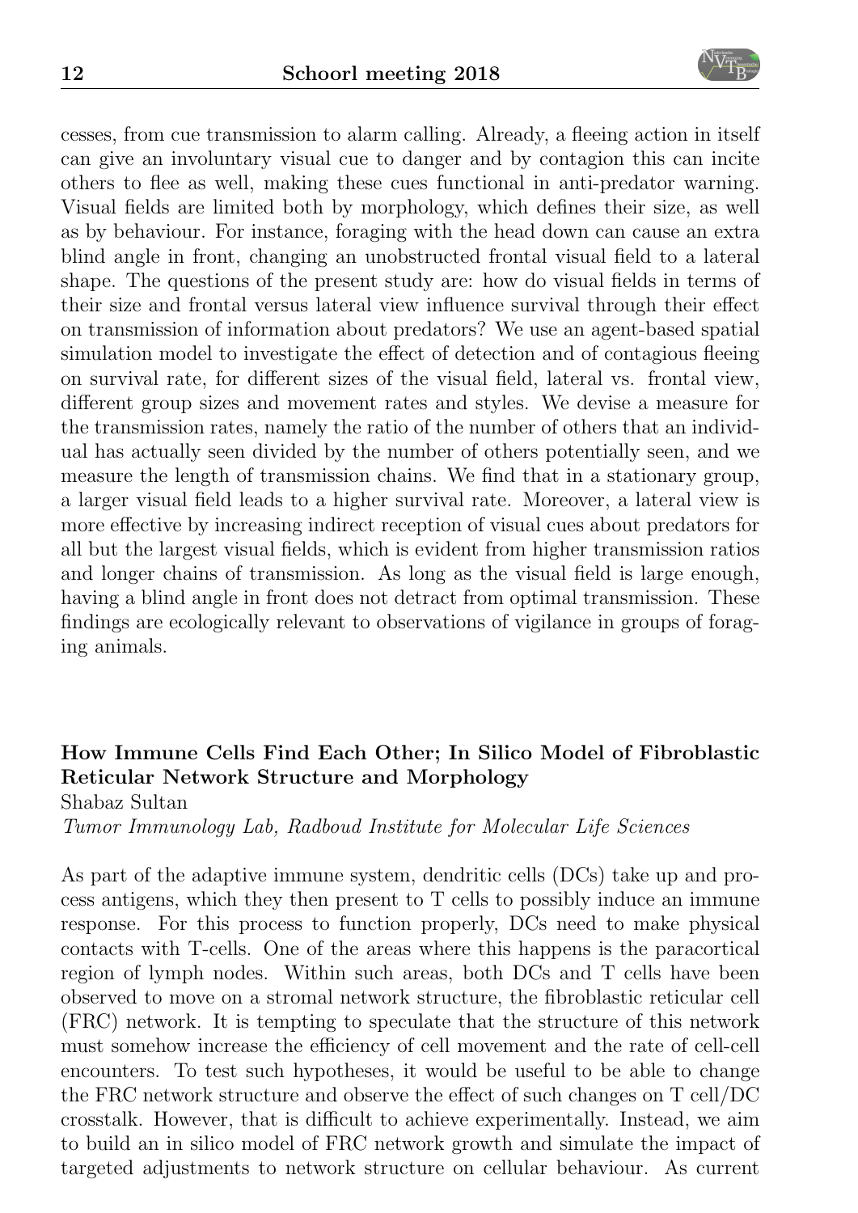cesses, from cue transmission to alarm calling. Already, a fleeing action in itself can give an involuntary visual cue to danger and by contagion this can incite others to flee as well, making these cues functional in anti-predator warning. Visual fields are limited both by morphology, which defines their size, as well as by behaviour. For instance, foraging with the head down can cause an extra blind angle in front, changing an unobstructed frontal visual field to a lateral shape. The questions of the present study are: how do visual fields in terms of their size and frontal versus lateral view influence survival through their effect on transmission of information about predators? We use an agent-based spatial simulation model to investigate the effect of detection and of contagious fleeing on survival rate, for different sizes of the visual field, lateral vs. frontal view, different group sizes and movement rates and styles. We devise a measure for the transmission rates, namely the ratio of the number of others that an individual has actually seen divided by the number of others potentially seen, and we measure the length of transmission chains. We find that in a stationary group, a larger visual field leads to a higher survival rate. Moreover, a lateral view is more effective by increasing indirect reception of visual cues about predators for all but the largest visual fields, which is evident from higher transmission ratios and longer chains of transmission. As long as the visual field is large enough, having a blind angle in front does not detract from optimal transmission. These findings are ecologically relevant to observations of vigilance in groups of foraging animals.

### How Immune Cells Find Each Other; In Silico Model of Fibroblastic Reticular Network Structure and Morphology

Shabaz Sultan

*Tumor Immunology Lab, Radboud Institute for Molecular Life Sciences*

As part of the adaptive immune system, dendritic cells (DCs) take up and process antigens, which they then present to T cells to possibly induce an immune response. For this process to function properly, DCs need to make physical contacts with T-cells. One of the areas where this happens is the paracortical region of lymph nodes. Within such areas, both DCs and T cells have been observed to move on a stromal network structure, the fibroblastic reticular cell (FRC) network. It is tempting to speculate that the structure of this network must somehow increase the efficiency of cell movement and the rate of cell-cell encounters. To test such hypotheses, it would be useful to be able to change the FRC network structure and observe the effect of such changes on T cell/DC crosstalk. However, that is difficult to achieve experimentally. Instead, we aim to build an in silico model of FRC network growth and simulate the impact of targeted adjustments to network structure on cellular behaviour. As current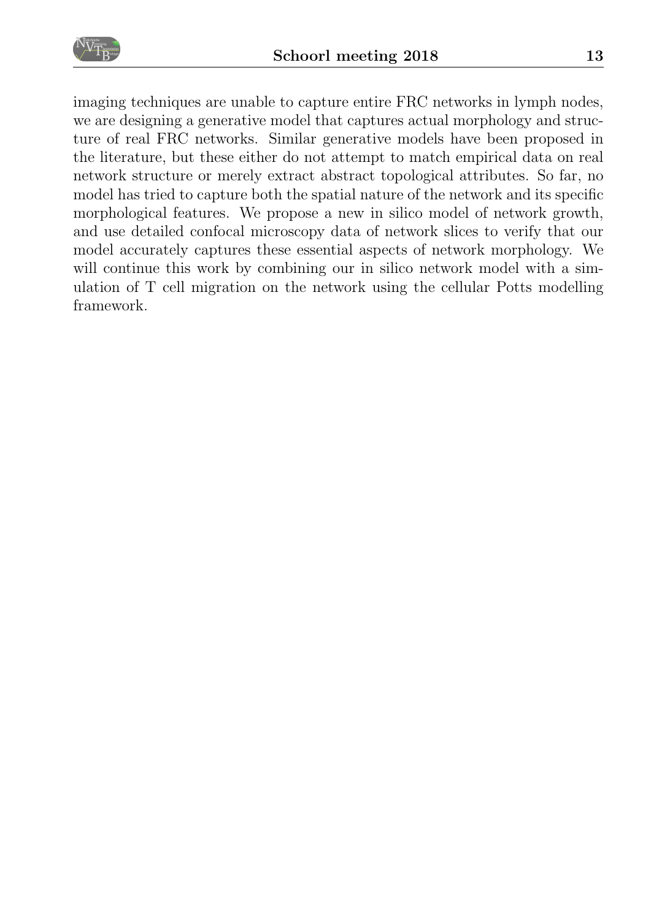imaging techniques are unable to capture entire FRC networks in lymph nodes, we are designing a generative model that captures actual morphology and structure of real FRC networks. Similar generative models have been proposed in the literature, but these either do not attempt to match empirical data on real network structure or merely extract abstract topological attributes. So far, no model has tried to capture both the spatial nature of the network and its specific morphological features. We propose a new in silico model of network growth, and use detailed confocal microscopy data of network slices to verify that our model accurately captures these essential aspects of network morphology. We will continue this work by combining our in silico network model with a simulation of T cell migration on the network using the cellular Potts modelling framework.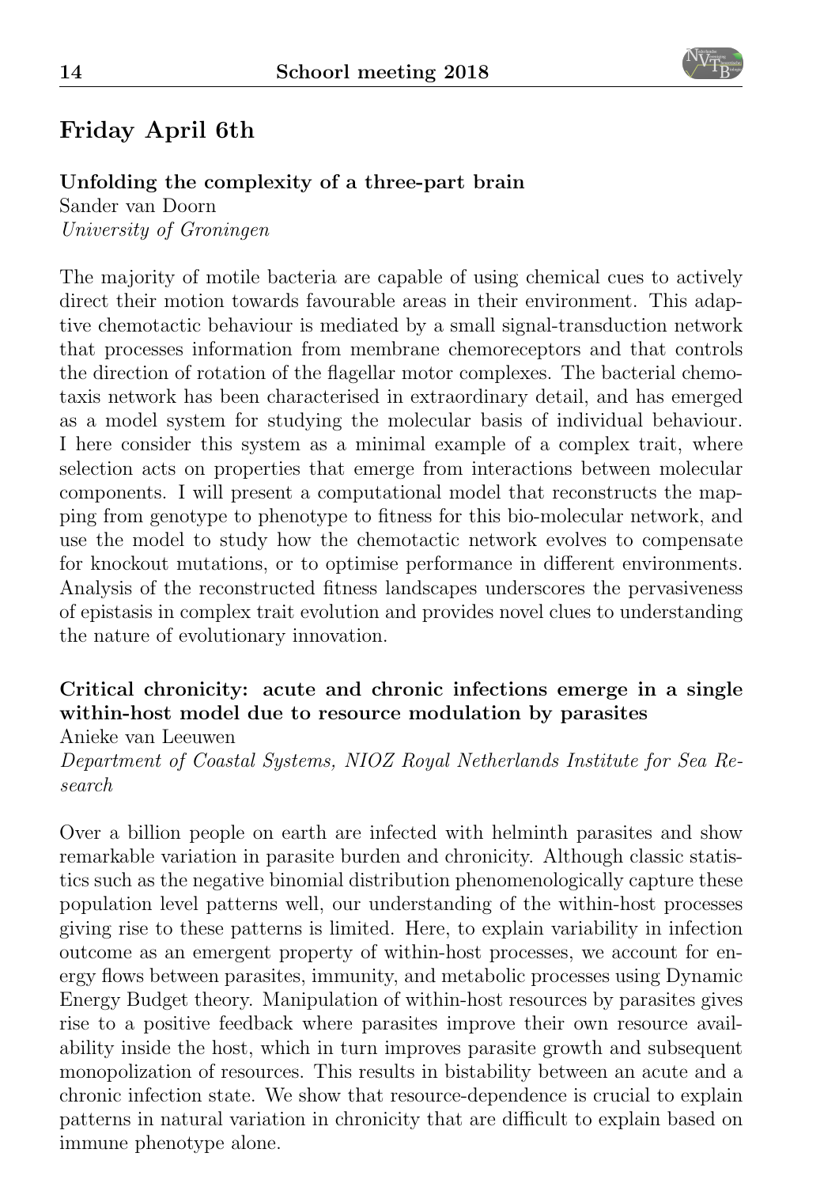## Friday April 6th

**Unfolding the complexity of a three-part brain**
Sander van Doorn
*University of Groningen*

The majority of motile bacteria are capable of using chemical cues to actively direct their motion towards favourable areas in their environment. This adaptive chemotactic behaviour is mediated by a small signal-transduction network that processes information from membrane chemoreceptors and that controls the direction of rotation of the flagellar motor complexes. The bacterial chemotaxis network has been characterised in extraordinary detail, and has emerged as a model system for studying the molecular basis of individual behaviour. I here consider this system as a minimal example of a complex trait, where selection acts on properties that emerge from interactions between molecular components. I will present a computational model that reconstructs the mapping from genotype to phenotype to fitness for this bio-molecular network, and use the model to study how the chemotactic network evolves to compensate for knockout mutations, or to optimise performance in different environments. Analysis of the reconstructed fitness landscapes underscores the pervasiveness of epistasis in complex trait evolution and provides novel clues to understanding the nature of evolutionary innovation.

**Critical chronicity: acute and chronic infections emerge in a single within-host model due to resource modulation by parasites**
Anieke van Leeuwen
*Department of Coastal Systems, NIOZ Royal Netherlands Institute for Sea Research*

Over a billion people on earth are infected with helminth parasites and show remarkable variation in parasite burden and chronicity. Although classic statistics such as the negative binomial distribution phenomenologically capture these population level patterns well, our understanding of the within-host processes giving rise to these patterns is limited. Here, to explain variability in infection outcome as an emergent property of within-host processes, we account for energy flows between parasites, immunity, and metabolic processes using Dynamic Energy Budget theory. Manipulation of within-host resources by parasites gives rise to a positive feedback where parasites improve their own resource availability inside the host, which in turn improves parasite growth and subsequent monopolization of resources. This results in bistability between an acute and a chronic infection state. We show that resource-dependence is crucial to explain patterns in natural variation in chronicity that are difficult to explain based on immune phenotype alone.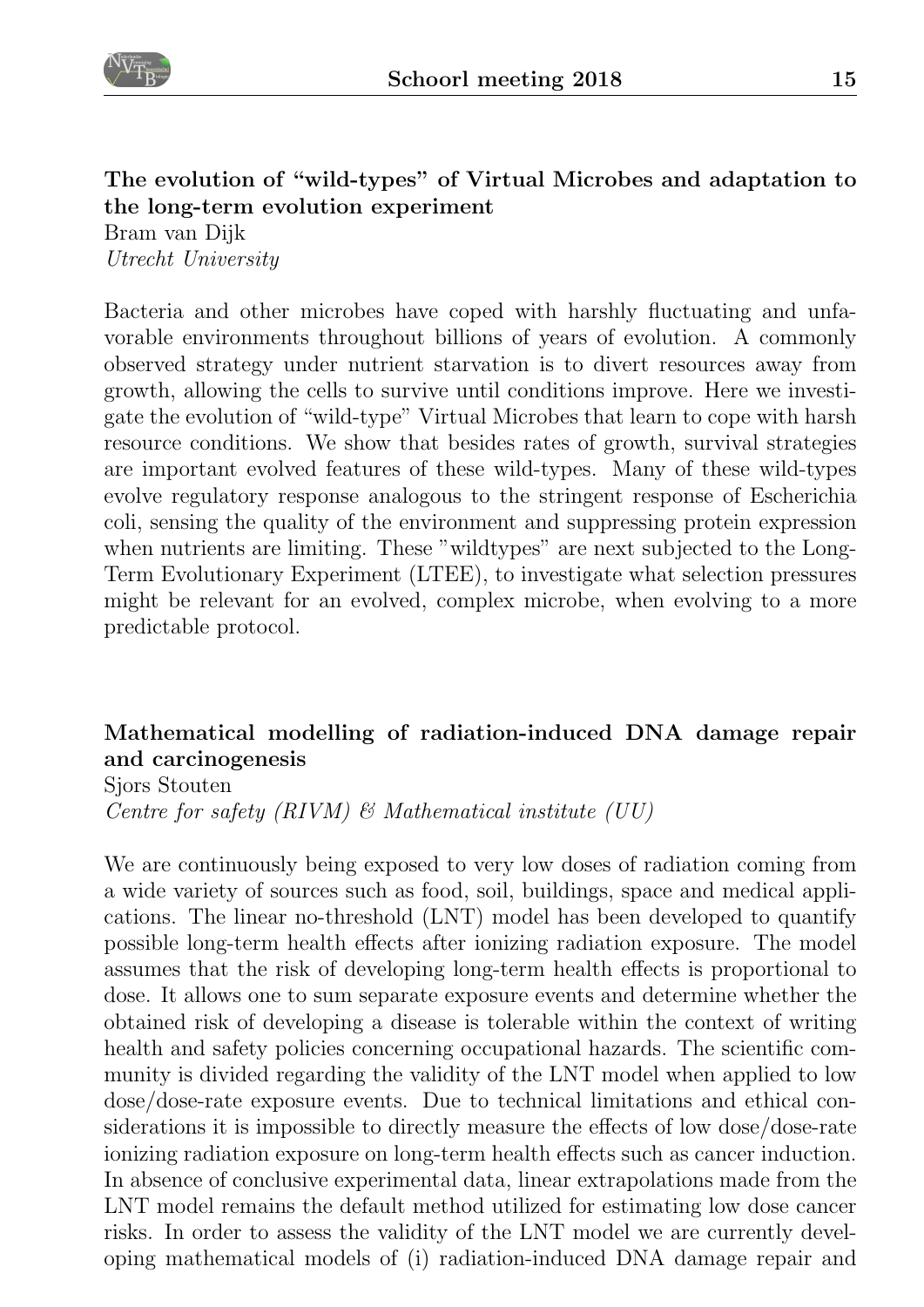### The evolution of "wild-types" of Virtual Microbes and adaptation to the long-term evolution experiment

Bram van Dijk
*Utrecht University*

Bacteria and other microbes have coped with harshly fluctuating and unfavorable environments throughout billions of years of evolution. A commonly observed strategy under nutrient starvation is to divert resources away from growth, allowing the cells to survive until conditions improve. Here we investigate the evolution of "wild-type" Virtual Microbes that learn to cope with harsh resource conditions. We show that besides rates of growth, survival strategies are important evolved features of these wild-types. Many of these wild-types evolve regulatory response analogous to the stringent response of Escherichia coli, sensing the quality of the environment and suppressing protein expression when nutrients are limiting. These "wildtypes" are next subjected to the Long-Term Evolutionary Experiment (LTEE), to investigate what selection pressures might be relevant for an evolved, complex microbe, when evolving to a more predictable protocol.

### Mathematical modelling of radiation-induced DNA damage repair and carcinogenesis

Sjors Stouten
*Centre for safety (RIVM) & Mathematical institute (UU)*

We are continuously being exposed to very low doses of radiation coming from a wide variety of sources such as food, soil, buildings, space and medical applications. The linear no-threshold (LNT) model has been developed to quantify possible long-term health effects after ionizing radiation exposure. The model assumes that the risk of developing long-term health effects is proportional to dose. It allows one to sum separate exposure events and determine whether the obtained risk of developing a disease is tolerable within the context of writing health and safety policies concerning occupational hazards. The scientific community is divided regarding the validity of the LNT model when applied to low dose/dose-rate exposure events. Due to technical limitations and ethical considerations it is impossible to directly measure the effects of low dose/dose-rate ionizing radiation exposure on long-term health effects such as cancer induction. In absence of conclusive experimental data, linear extrapolations made from the LNT model remains the default method utilized for estimating low dose cancer risks. In order to assess the validity of the LNT model we are currently developing mathematical models of (i) radiation-induced DNA damage repair and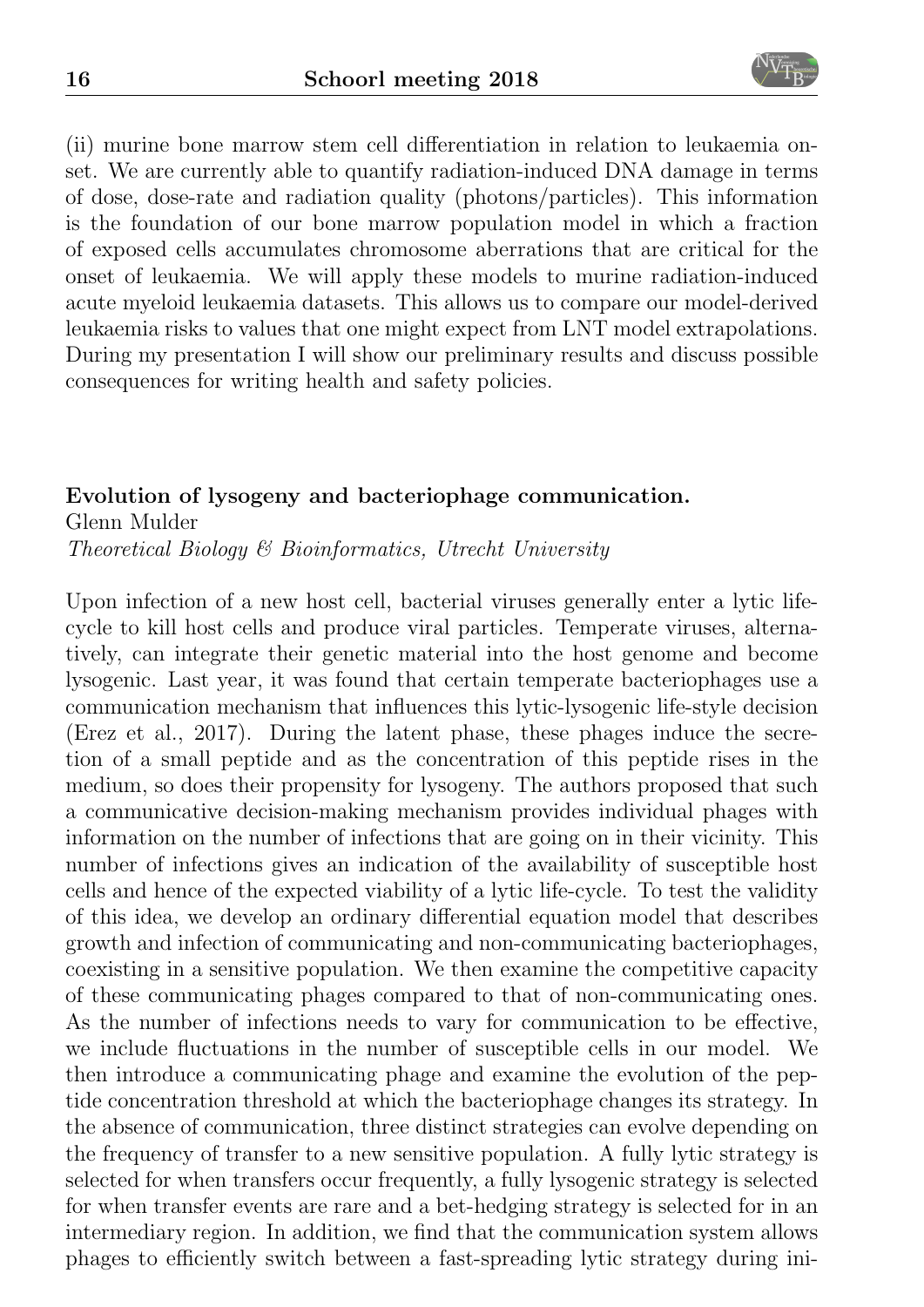(ii) murine bone marrow stem cell differentiation in relation to leukaemia onset. We are currently able to quantify radiation-induced DNA damage in terms of dose, dose-rate and radiation quality (photons/particles). This information is the foundation of our bone marrow population model in which a fraction of exposed cells accumulates chromosome aberrations that are critical for the onset of leukaemia. We will apply these models to murine radiation-induced acute myeloid leukaemia datasets. This allows us to compare our model-derived leukaemia risks to values that one might expect from LNT model extrapolations. During my presentation I will show our preliminary results and discuss possible consequences for writing health and safety policies.

**Evolution of lysogeny and bacteriophage communication.**
Glenn Mulder
*Theoretical Biology & Bioinformatics, Utrecht University*

Upon infection of a new host cell, bacterial viruses generally enter a lytic life-cycle to kill host cells and produce viral particles. Temperate viruses, alternatively, can integrate their genetic material into the host genome and become lysogenic. Last year, it was found that certain temperate bacteriophages use a communication mechanism that influences this lytic-lysogenic life-style decision (Erez et al., 2017). During the latent phase, these phages induce the secretion of a small peptide and as the concentration of this peptide rises in the medium, so does their propensity for lysogeny. The authors proposed that such a communicative decision-making mechanism provides individual phages with information on the number of infections that are going on in their vicinity. This number of infections gives an indication of the availability of susceptible host cells and hence of the expected viability of a lytic life-cycle. To test the validity of this idea, we develop an ordinary differential equation model that describes growth and infection of communicating and non-communicating bacteriophages, coexisting in a sensitive population. We then examine the competitive capacity of these communicating phages compared to that of non-communicating ones. As the number of infections needs to vary for communication to be effective, we include fluctuations in the number of susceptible cells in our model. We then introduce a communicating phage and examine the evolution of the peptide concentration threshold at which the bacteriophage changes its strategy. In the absence of communication, three distinct strategies can evolve depending on the frequency of transfer to a new sensitive population. A fully lytic strategy is selected for when transfers occur frequently, a fully lysogenic strategy is selected for when transfer events are rare and a bet-hedging strategy is selected for in an intermediary region. In addition, we find that the communication system allows phages to efficiently switch between a fast-spreading lytic strategy during ini-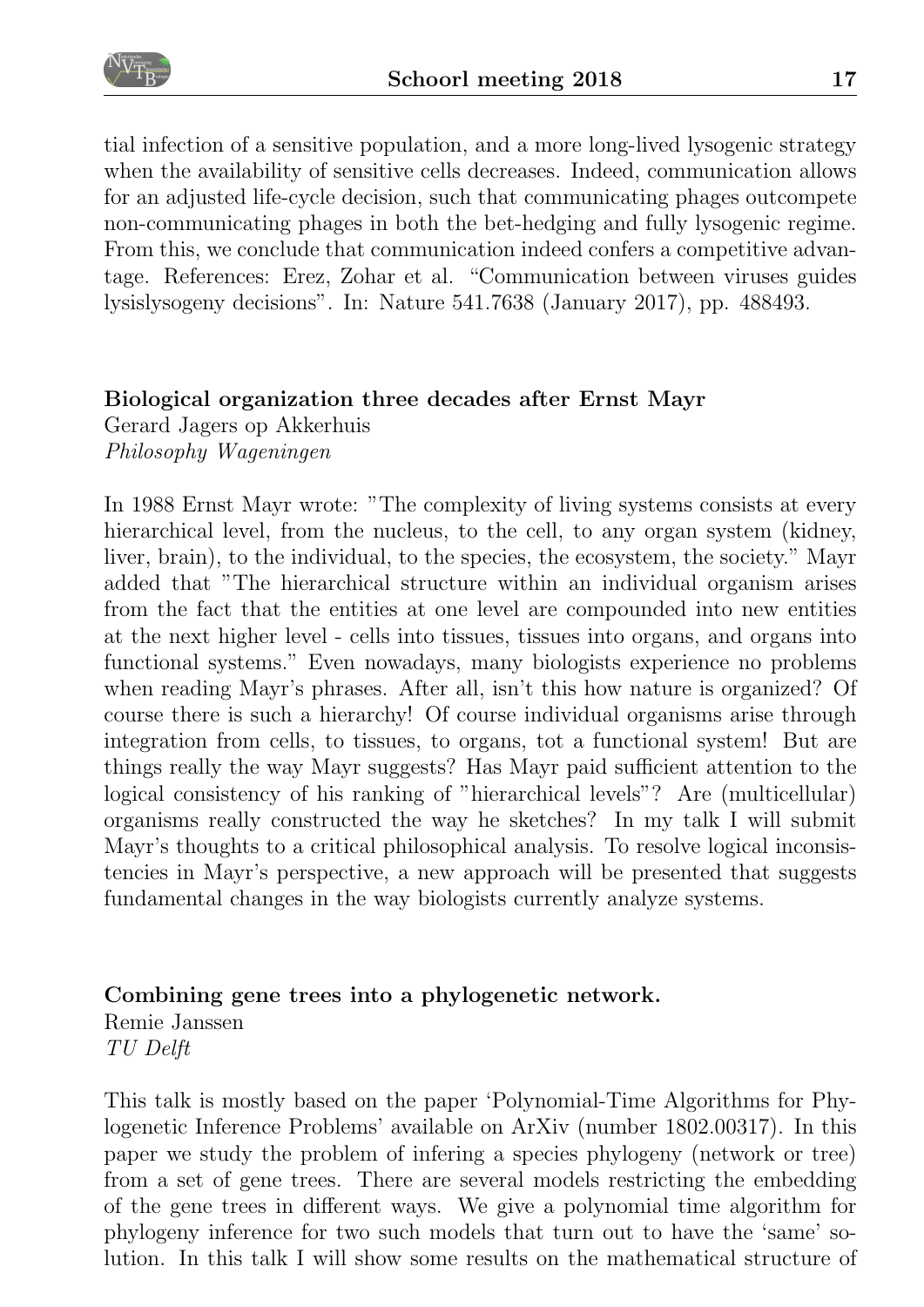tial infection of a sensitive population, and a more long-lived lysogenic strategy when the availability of sensitive cells decreases. Indeed, communication allows for an adjusted life-cycle decision, such that communicating phages outcompete non-communicating phages in both the bet-hedging and fully lysogenic regime. From this, we conclude that communication indeed confers a competitive advantage. References: Erez, Zohar et al. "Communication between viruses guides lysislysogeny decisions". In: Nature 541.7638 (January 2017), pp. 488493.

**Biological organization three decades after Ernst Mayr**
Gerard Jagers op Akkerhuis
*Philosophy Wageningen*

In 1988 Ernst Mayr wrote: "The complexity of living systems consists at every hierarchical level, from the nucleus, to the cell, to any organ system (kidney, liver, brain), to the individual, to the species, the ecosystem, the society." Mayr added that "The hierarchical structure within an individual organism arises from the fact that the entities at one level are compounded into new entities at the next higher level - cells into tissues, tissues into organs, and organs into functional systems." Even nowadays, many biologists experience no problems when reading Mayr's phrases. After all, isn't this how nature is organized? Of course there is such a hierarchy! Of course individual organisms arise through integration from cells, to tissues, to organs, tot a functional system! But are things really the way Mayr suggests? Has Mayr paid sufficient attention to the logical consistency of his ranking of "hierarchical levels"? Are (multicellular) organisms really constructed the way he sketches? In my talk I will submit Mayr's thoughts to a critical philosophical analysis. To resolve logical inconsistencies in Mayr's perspective, a new approach will be presented that suggests fundamental changes in the way biologists currently analyze systems.

**Combining gene trees into a phylogenetic network.**
Remie Janssen
*TU Delft*

This talk is mostly based on the paper 'Polynomial-Time Algorithms for Phylogenetic Inference Problems' available on ArXiv (number 1802.00317). In this paper we study the problem of infering a species phylogeny (network or tree) from a set of gene trees. There are several models restricting the embedding of the gene trees in different ways. We give a polynomial time algorithm for phylogeny inference for two such models that turn out to have the 'same' solution. In this talk I will show some results on the mathematical structure of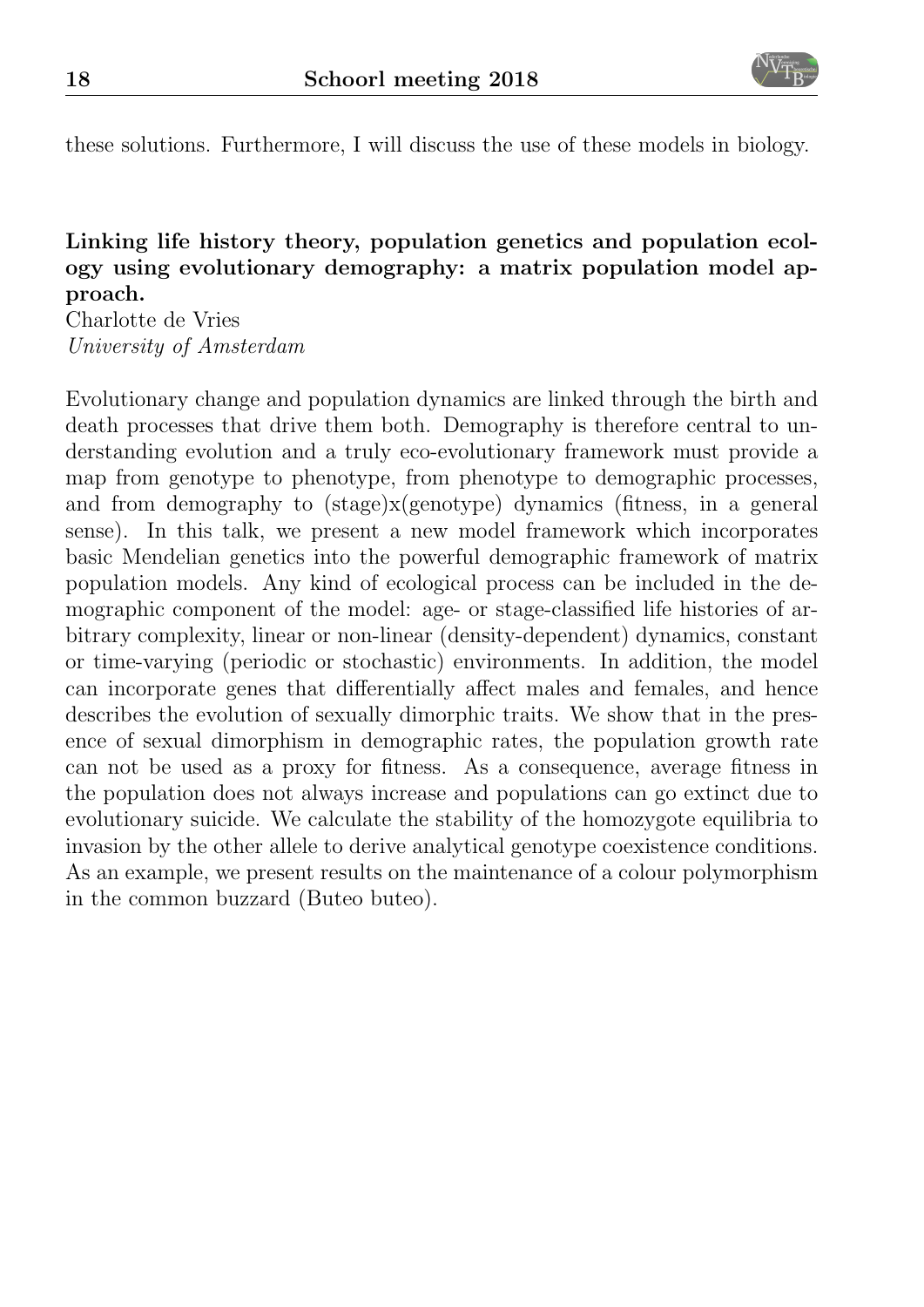these solutions. Furthermore, I will discuss the use of these models in biology.

**Linking life history theory, population genetics and population ecology using evolutionary demography: a matrix population model approach.**
Charlotte de Vries
*University of Amsterdam*

Evolutionary change and population dynamics are linked through the birth and death processes that drive them both. Demography is therefore central to understanding evolution and a truly eco-evolutionary framework must provide a map from genotype to phenotype, from phenotype to demographic processes, and from demography to (stage)x(genotype) dynamics (fitness, in a general sense). In this talk, we present a new model framework which incorporates basic Mendelian genetics into the powerful demographic framework of matrix population models. Any kind of ecological process can be included in the demographic component of the model: age- or stage-classified life histories of arbitrary complexity, linear or non-linear (density-dependent) dynamics, constant or time-varying (periodic or stochastic) environments. In addition, the model can incorporate genes that differentially affect males and females, and hence describes the evolution of sexually dimorphic traits. We show that in the presence of sexual dimorphism in demographic rates, the population growth rate can not be used as a proxy for fitness. As a consequence, average fitness in the population does not always increase and populations can go extinct due to evolutionary suicide. We calculate the stability of the homozygote equilibria to invasion by the other allele to derive analytical genotype coexistence conditions. As an example, we present results on the maintenance of a colour polymorphism in the common buzzard (Buteo buteo).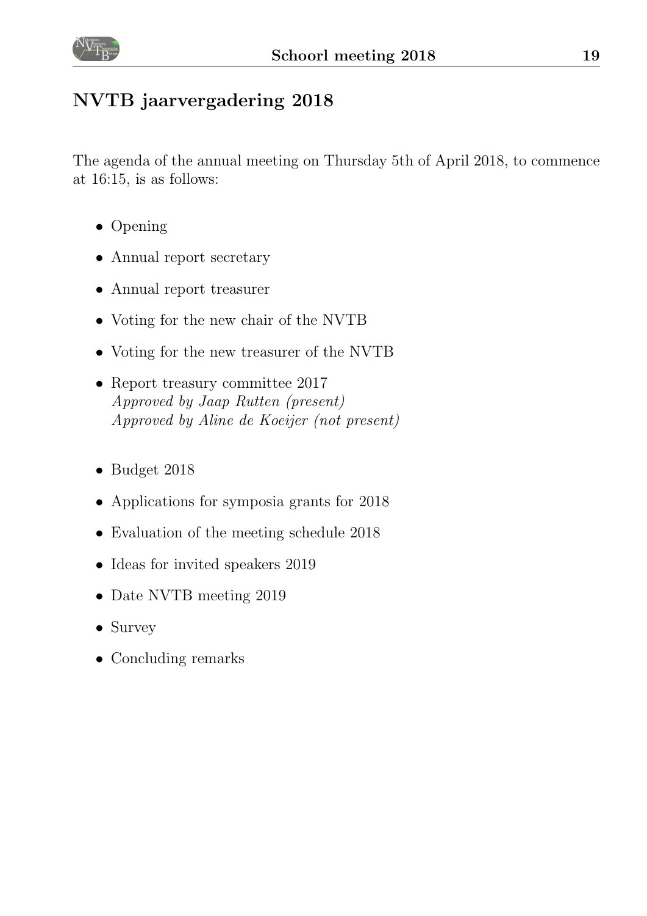## NVTB jaarvergadering 2018

The agenda of the annual meeting on Thursday 5th of April 2018, to commence at 16:15, is as follows:

- Opening
- Annual report secretary
- Annual report treasurer
- Voting for the new chair of the NVTB
- Voting for the new treasurer of the NVTB
- Report treasury committee 2017  
  *Approved by Jaap Rutten (present)*  
  *Approved by Aline de Koeijer (not present)*
- Budget 2018
- Applications for symposia grants for 2018
- Evaluation of the meeting schedule 2018
- Ideas for invited speakers 2019
- Date NVTB meeting 2019
- Survey
- Concluding remarks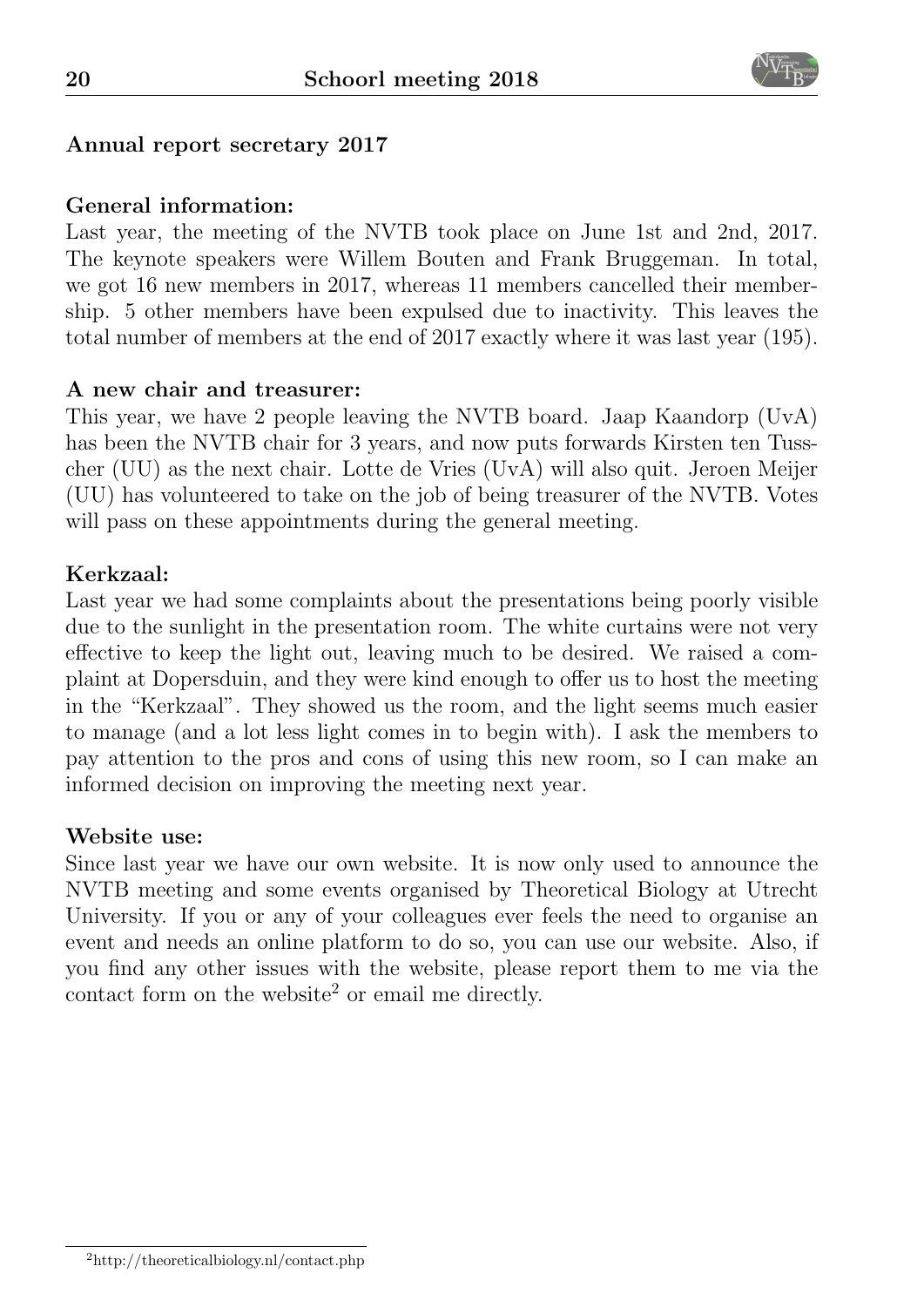## Annual report secretary 2017

**General information:**
Last year, the meeting of the NVTB took place on June 1st and 2nd, 2017. The keynote speakers were Willem Bouten and Frank Bruggeman. In total, we got 16 new members in 2017, whereas 11 members cancelled their membership. 5 other members have been expulsed due to inactivity. This leaves the total number of members at the end of 2017 exactly where it was last year (195).

**A new chair and treasurer:**
This year, we have 2 people leaving the NVTB board. Jaap Kaandorp (UvA) has been the NVTB chair for 3 years, and now puts forwards Kirsten ten Tusscher (UU) as the next chair. Lotte de Vries (UvA) will also quit. Jeroen Meijer (UU) has volunteered to take on the job of being treasurer of the NVTB. Votes will pass on these appointments during the general meeting.

**Kerkzaal:**
Last year we had some complaints about the presentations being poorly visible due to the sunlight in the presentation room. The white curtains were not very effective to keep the light out, leaving much to be desired. We raised a complaint at Dopersduin, and they were kind enough to offer us to host the meeting in the "Kerkzaal". They showed us the room, and the light seems much easier to manage (and a lot less light comes in to begin with). I ask the members to pay attention to the pros and cons of using this new room, so I can make an informed decision on improving the meeting next year.

**Website use:**
Since last year we have our own website. It is now only used to announce the NVTB meeting and some events organised by Theoretical Biology at Utrecht University. If you or any of your colleagues ever feels the need to organise an event and needs an online platform to do so, you can use our website. Also, if you find any other issues with the website, please report them to me via the contact form on the website[2] or email me directly.

[2] http://theoreticalbiology.nl/contact.php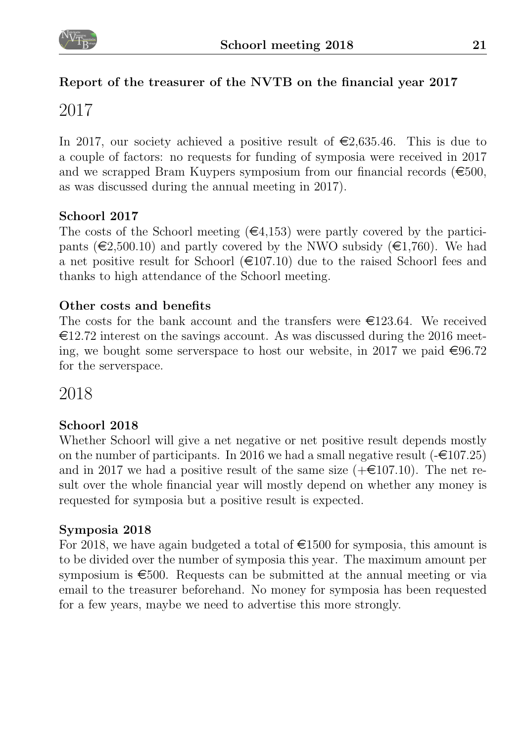## Report of the treasurer of the NVTB on the financial year 2017

# 2017

In 2017, our society achieved a positive result of €2,635.46. This is due to a couple of factors: no requests for funding of symposia were received in 2017 and we scrapped Bram Kuypers symposium from our financial records (€500, as was discussed during the annual meeting in 2017).

### Schoorl 2017

The costs of the Schoorl meeting (€4,153) were partly covered by the participants (€2,500.10) and partly covered by the NWO subsidy (€1,760). We had a net positive result for Schoorl (€107.10) due to the raised Schoorl fees and thanks to high attendance of the Schoorl meeting.

### Other costs and benefits

The costs for the bank account and the transfers were €123.64. We received €12.72 interest on the savings account. As was discussed during the 2016 meeting, we bought some serverspace to host our website, in 2017 we paid €96.72 for the serverspace.

# 2018

### Schoorl 2018

Whether Schoorl will give a net negative or net positive result depends mostly on the number of participants. In 2016 we had a small negative result (-€107.25) and in 2017 we had a positive result of the same size (+€107.10). The net result over the whole financial year will mostly depend on whether any money is requested for symposia but a positive result is expected.

### Symposia 2018

For 2018, we have again budgeted a total of €1500 for symposia, this amount is to be divided over the number of symposia this year. The maximum amount per symposium is €500. Requests can be submitted at the annual meeting or via email to the treasurer beforehand. No money for symposia has been requested for a few years, maybe we need to advertise this more strongly.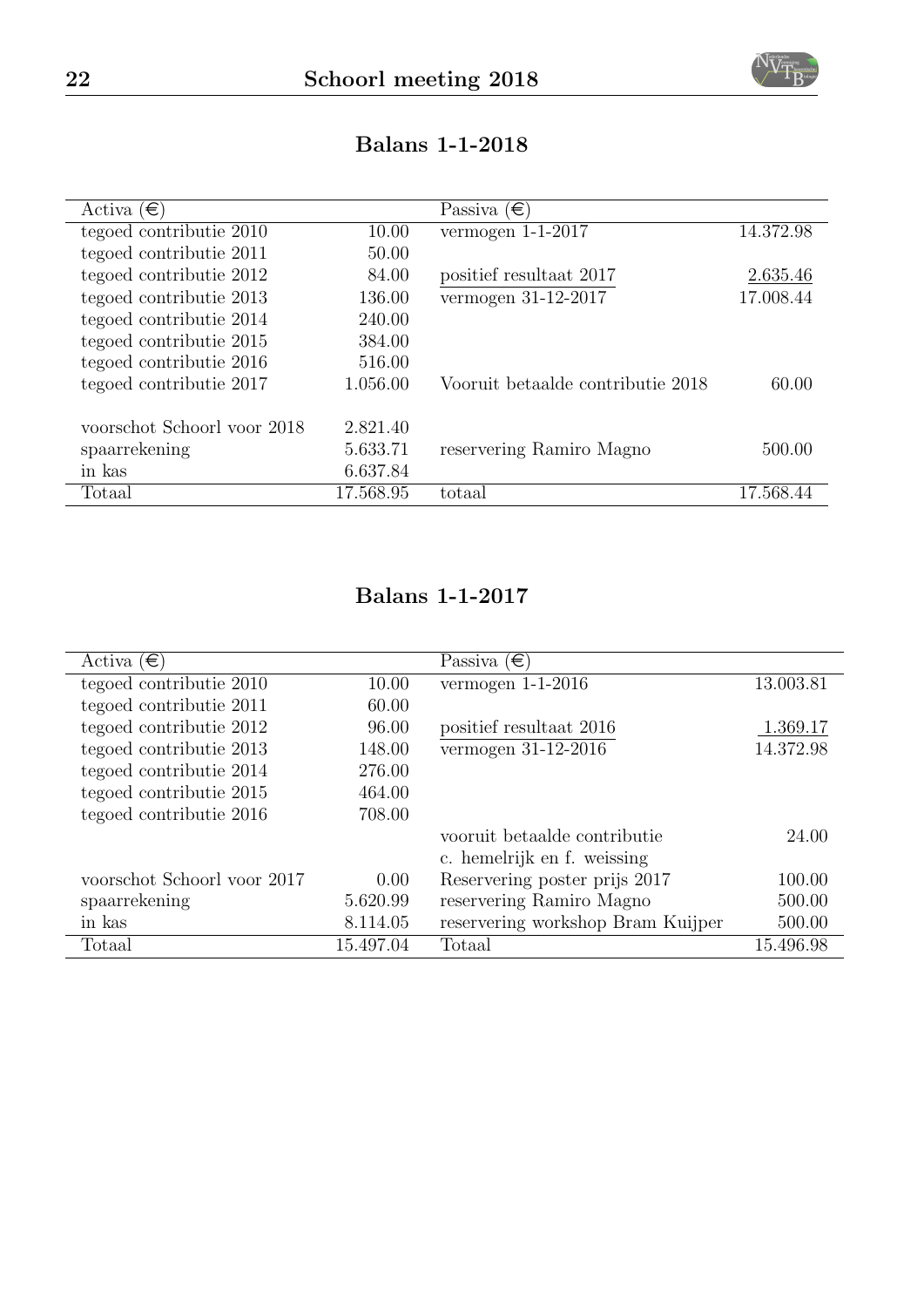## Balans 1-1-2018

| Activa (€) | | Passiva (€) | |
|---|---|---|---|
| tegoed contributie 2010 | 10.00 | vermogen 1-1-2017 | 14.372.98 |
| tegoed contributie 2011 | 50.00 | | |
| tegoed contributie 2012 | 84.00 | positief resultaat 2017 | 2.635.46 |
| tegoed contributie 2013 | 136.00 | vermogen 31-12-2017 | 17.008.44 |
| tegoed contributie 2014 | 240.00 | | |
| tegoed contributie 2015 | 384.00 | | |
| tegoed contributie 2016 | 516.00 | | |
| tegoed contributie 2017 | 1.056.00 | Vooruit betaalde contributie 2018 | 60.00 |
| | | | |
| voorschot Schoorl voor 2018 | 2.821.40 | | |
| spaarrekening | 5.633.71 | reservering Ramiro Magno | 500.00 |
| in kas | 6.637.84 | | |
| Totaal | 17.568.95 | totaal | 17.568.44 |

## Balans 1-1-2017

| Activa (€) | | Passiva (€) | |
|---|---|---|---|
| tegoed contributie 2010 | 10.00 | vermogen 1-1-2016 | 13.003.81 |
| tegoed contributie 2011 | 60.00 | | |
| tegoed contributie 2012 | 96.00 | positief resultaat 2016 | 1.369.17 |
| tegoed contributie 2013 | 148.00 | vermogen 31-12-2016 | 14.372.98 |
| tegoed contributie 2014 | 276.00 | | |
| tegoed contributie 2015 | 464.00 | | |
| tegoed contributie 2016 | 708.00 | | |
| | | vooruit betaalde contributie c. hemelrijk en f. weissing | 24.00 |
| voorschot Schoorl voor 2017 | 0.00 | Reservering poster prijs 2017 | 100.00 |
| spaarrekening | 5.620.99 | reservering Ramiro Magno | 500.00 |
| in kas | 8.114.05 | reservering workshop Bram Kuijper | 500.00 |
| Totaal | 15.497.04 | Totaal | 15.496.98 |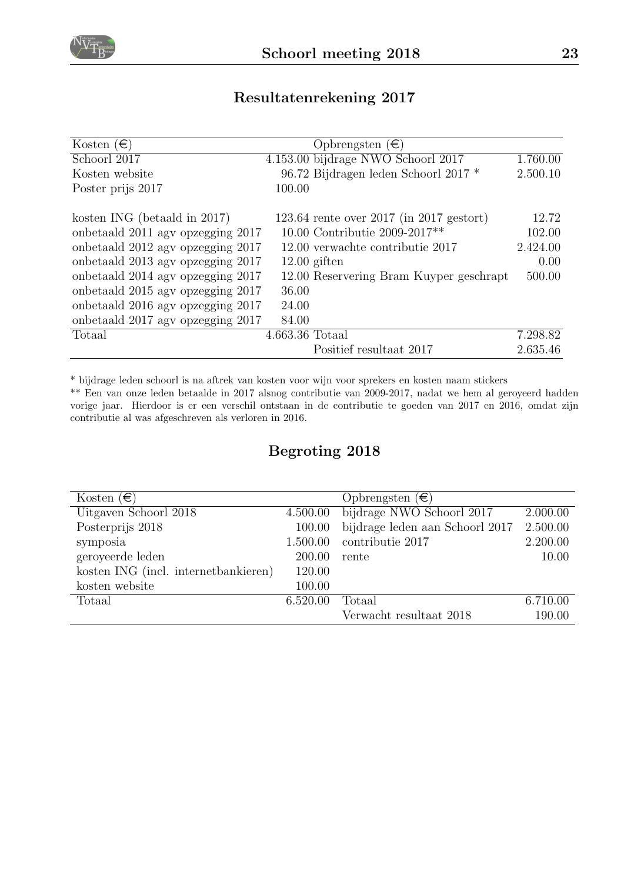## Resultatenrekening 2017

| Kosten (€) | | Opbrengsten (€) | |
|---|---|---|---|
| Schoorl 2017 | 4.153.00 | bijdrage NWO Schoorl 2017 | 1.760.00 |
| Kosten website | 96.72 | Bijdragen leden Schoorl 2017 * | 2.500.10 |
| Poster prijs 2017 | 100.00 | | |
| | | | |
| kosten ING (betaald in 2017) | 123.64 | rente over 2017 (in 2017 gestort) | 12.72 |
| onbetaald 2011 agv opzegging 2017 | 10.00 | Contributie 2009-2017** | 102.00 |
| onbetaald 2012 agv opzegging 2017 | 12.00 | verwachte contributie 2017 | 2.424.00 |
| onbetaald 2013 agv opzegging 2017 | 12.00 | giften | 0.00 |
| onbetaald 2014 agv opzegging 2017 | 12.00 | Reservering Bram Kuyper geschrapt | 500.00 |
| onbetaald 2015 agv opzegging 2017 | 36.00 | | |
| onbetaald 2016 agv opzegging 2017 | 24.00 | | |
| onbetaald 2017 agv opzegging 2017 | 84.00 | | |
| Totaal | 4.663.36 | Totaal | 7.298.82 |
| | | Positief resultaat 2017 | 2.635.46 |

* bijdrage leden schoorl is na aftrek van kosten voor wijn voor sprekers en kosten naam stickers

** Een van onze leden betaalde in 2017 alsnog contributie van 2009-2017, nadat we hem al geroyeerd hadden vorige jaar. Hierdoor is er een verschil ontstaan in de contributie te goeden van 2017 en 2016, omdat zijn contributie al was afgeschreven als verloren in 2016.

## Begroting 2018

| Kosten (€) | | Opbrengsten (€) | |
|---|---|---|---|
| Uitgaven Schoorl 2018 | 4.500.00 | bijdrage NWO Schoorl 2017 | 2.000.00 |
| Posterprijs 2018 | 100.00 | bijdrage leden aan Schoorl 2017 | 2.500.00 |
| symposia | 1.500.00 | contributie 2017 | 2.200.00 |
| geroyeerde leden | 200.00 | rente | 10.00 |
| kosten ING (incl. internetbankieren) | 120.00 | | |
| kosten website | 100.00 | | |
| Totaal | 6.520.00 | Totaal | 6.710.00 |
| | | Verwacht resultaat 2018 | 190.00 |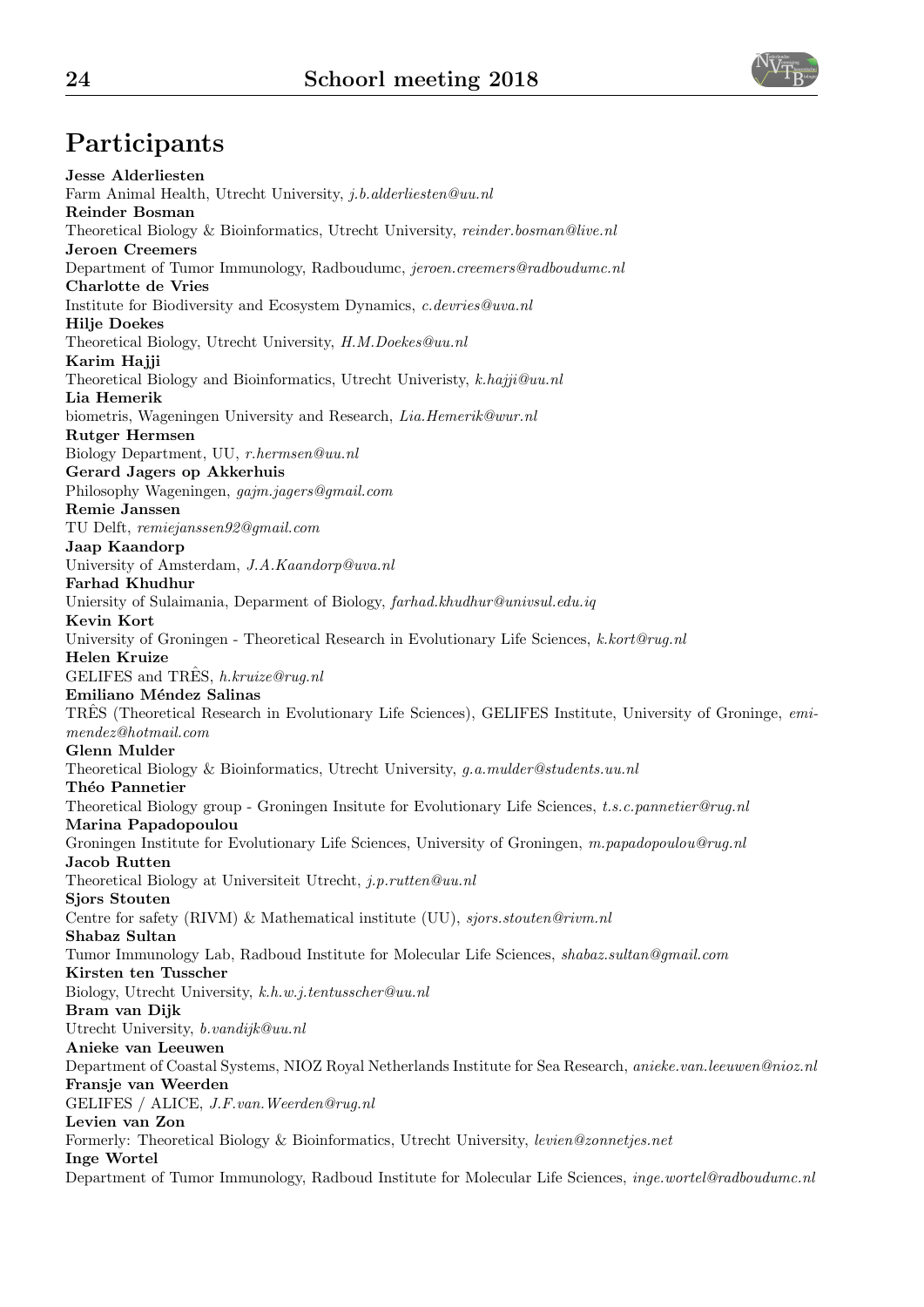# Participants

**Jesse Alderliesten**
Farm Animal Health, Utrecht University, *j.b.alderliesten@uu.nl*
**Reinder Bosman**
Theoretical Biology & Bioinformatics, Utrecht University, *reinder.bosman@live.nl*
**Jeroen Creemers**
Department of Tumor Immunology, Radboudumc, *jeroen.creemers@radboudumc.nl*
**Charlotte de Vries**
Institute for Biodiversity and Ecosystem Dynamics, *c.devries@uva.nl*
**Hilje Doekes**
Theoretical Biology, Utrecht University, *H.M.Doekes@uu.nl*
**Karim Hajji**
Theoretical Biology and Bioinformatics, Utrecht Univeristy, *k.hajji@uu.nl*
**Lia Hemerik**
biometris, Wageningen University and Research, *Lia.Hemerik@wur.nl*
**Rutger Hermsen**
Biology Department, UU, *r.hermsen@uu.nl*
**Gerard Jagers op Akkerhuis**
Philosophy Wageningen, *gajm.jagers@gmail.com*
**Remie Janssen**
TU Delft, *remiejanssen92@gmail.com*
**Jaap Kaandorp**
University of Amsterdam, *J.A.Kaandorp@uva.nl*
**Farhad Khudhur**
Uniersity of Sulaimania, Deparment of Biology, *farhad.khudhur@univsul.edu.iq*
**Kevin Kort**
University of Groningen - Theoretical Research in Evolutionary Life Sciences, *k.kort@rug.nl*
**Helen Kruize**
GELIFES and TRÊS, *h.kruize@rug.nl*
**Emiliano Méndez Salinas**
TRÊS (Theoretical Research in Evolutionary Life Sciences), GELIFES Institute, University of Groninge, *emi-mendez@hotmail.com*
**Glenn Mulder**
Theoretical Biology & Bioinformatics, Utrecht University, *g.a.mulder@students.uu.nl*
**Théo Pannetier**
Theoretical Biology group - Groningen Insitute for Evolutionary Life Sciences, *t.s.c.pannetier@rug.nl*
**Marina Papadopoulou**
Groningen Institute for Evolutionary Life Sciences, University of Groningen, *m.papadopoulou@rug.nl*
**Jacob Rutten**
Theoretical Biology at Universiteit Utrecht, *j.p.rutten@uu.nl*
**Sjors Stouten**
Centre for safety (RIVM) & Mathematical institute (UU), *sjors.stouten@rivm.nl*
**Shabaz Sultan**
Tumor Immunology Lab, Radboud Institute for Molecular Life Sciences, *shabaz.sultan@gmail.com*
**Kirsten ten Tusscher**
Biology, Utrecht University, *k.h.w.j.tentusscher@uu.nl*
**Bram van Dijk**
Utrecht University, *b.vandijk@uu.nl*
**Anieke van Leeuwen**
Department of Coastal Systems, NIOZ Royal Netherlands Institute for Sea Research, *anieke.van.leeuwen@nioz.nl*
**Fransje van Weerden**
GELIFES / ALICE, *J.F.van.Weerden@rug.nl*
**Levien van Zon**
Formerly: Theoretical Biology & Bioinformatics, Utrecht University, *levien@zonnetjes.net*
**Inge Wortel**
Department of Tumor Immunology, Radboud Institute for Molecular Life Sciences, *inge.wortel@radboudumc.nl*